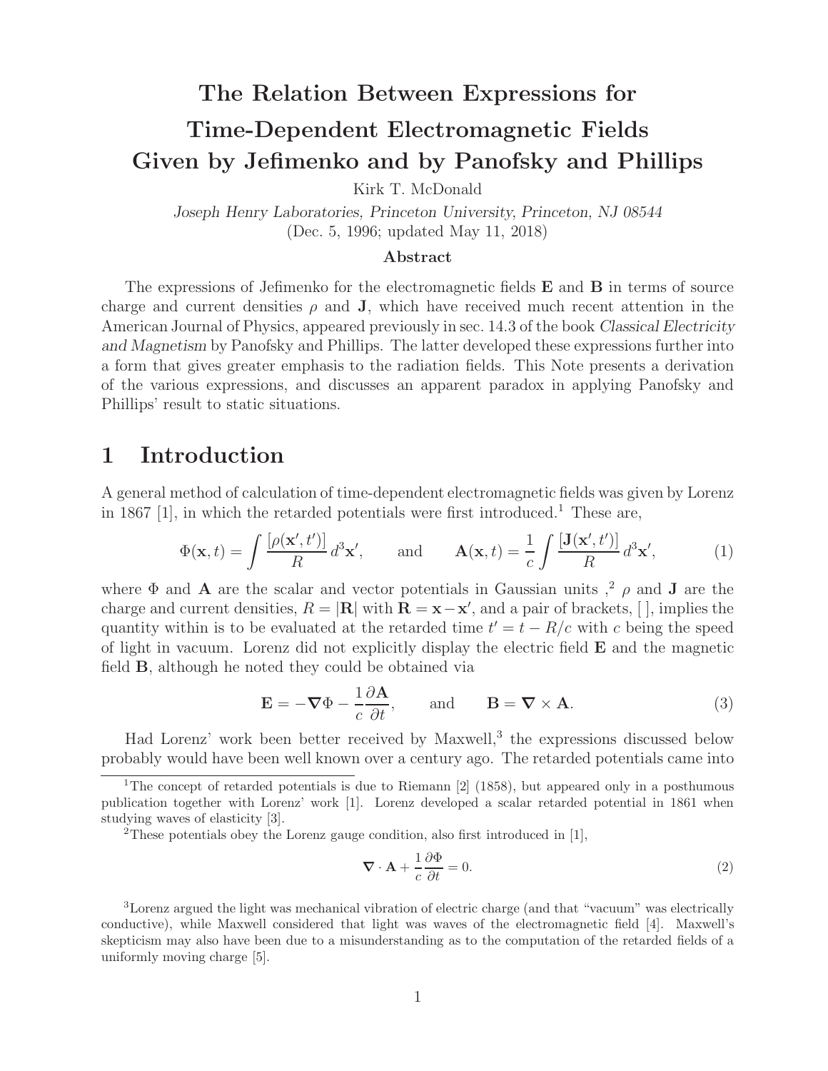# The Relation Between Expressions for Time-Dependent Electromagnetic Fields Given by Jefimenko and by Panofsky and Phillips

Kirk T. McDonald

*Joseph Henry Laboratories, Princeton University, Princeton, NJ 08544*

(Dec. 5, 1996; updated May 11, 2018)

### Abstract

The expressions of Jefimenko for the electromagnetic fields $\mathbf{E}$ and $\mathbf{B}$ in terms of source charge and current densities $\rho$ and $\mathbf{J}$, which have received much recent attention in the American Journal of Physics, appeared previously in sec. 14.3 of the book *Classical Electricity and Magnetism* by Panofsky and Phillips. The latter developed these expressions further into a form that gives greater emphasis to the radiation fields. This Note presents a derivation of the various expressions, and discusses an apparent paradox in applying Panofsky and Phillips' result to static situations.

## 1 Introduction

A general method of calculation of time-dependent electromagnetic fields was given by Lorenz in 1867 [1], in which the retarded potentials were first introduced.[1] These are,

$$\Phi(\mathbf{x}, t) = \int \frac{[\rho(\mathbf{x}', t')]}{R} \, d^3\mathbf{x}', \qquad \text{and} \qquad \mathbf{A}(\mathbf{x}, t) = \frac{1}{c} \int \frac{[\mathbf{J}(\mathbf{x}', t')]}{R} \, d^3\mathbf{x}', \tag{1}$$

where $\Phi$ and $\mathbf{A}$ are the scalar and vector potentials in Gaussian units ,[2] $\rho$ and $\mathbf{J}$ are the charge and current densities, $R = |\mathbf{R}|$ with $\mathbf{R} = \mathbf{x} - \mathbf{x}'$, and a pair of brackets, [ ], implies the quantity within is to be evaluated at the retarded time $t' = t - R/c$ with $c$ being the speed of light in vacuum. Lorenz did not explicitly display the electric field $\mathbf{E}$ and the magnetic field $\mathbf{B}$, although he noted they could be obtained via

$$\mathbf{E} = -\boldsymbol{\nabla}\Phi - \frac{1}{c}\frac{\partial \mathbf{A}}{\partial t}, \qquad \text{and} \qquad \mathbf{B} = \boldsymbol{\nabla} \times \mathbf{A}. \tag{3}$$

Had Lorenz' work been better received by Maxwell,[3] the expressions discussed below probably would have been well known over a century ago. The retarded potentials came into

---

[1] The concept of retarded potentials is due to Riemann [2] (1858), but appeared only in a posthumous publication together with Lorenz' work [1]. Lorenz developed a scalar retarded potential in 1861 when studying waves of elasticity [3].

[2] These potentials obey the Lorenz gauge condition, also first introduced in [1],

$$\boldsymbol{\nabla} \cdot \mathbf{A} + \frac{1}{c}\frac{\partial \Phi}{\partial t} = 0. \tag{2}$$

[3] Lorenz argued the light was mechanical vibration of electric charge (and that "vacuum" was electrically conductive), while Maxwell considered that light was waves of the electromagnetic field [4]. Maxwell's skepticism may also have been due to a misunderstanding as to the computation of the retarded fields of a uniformly moving charge [5].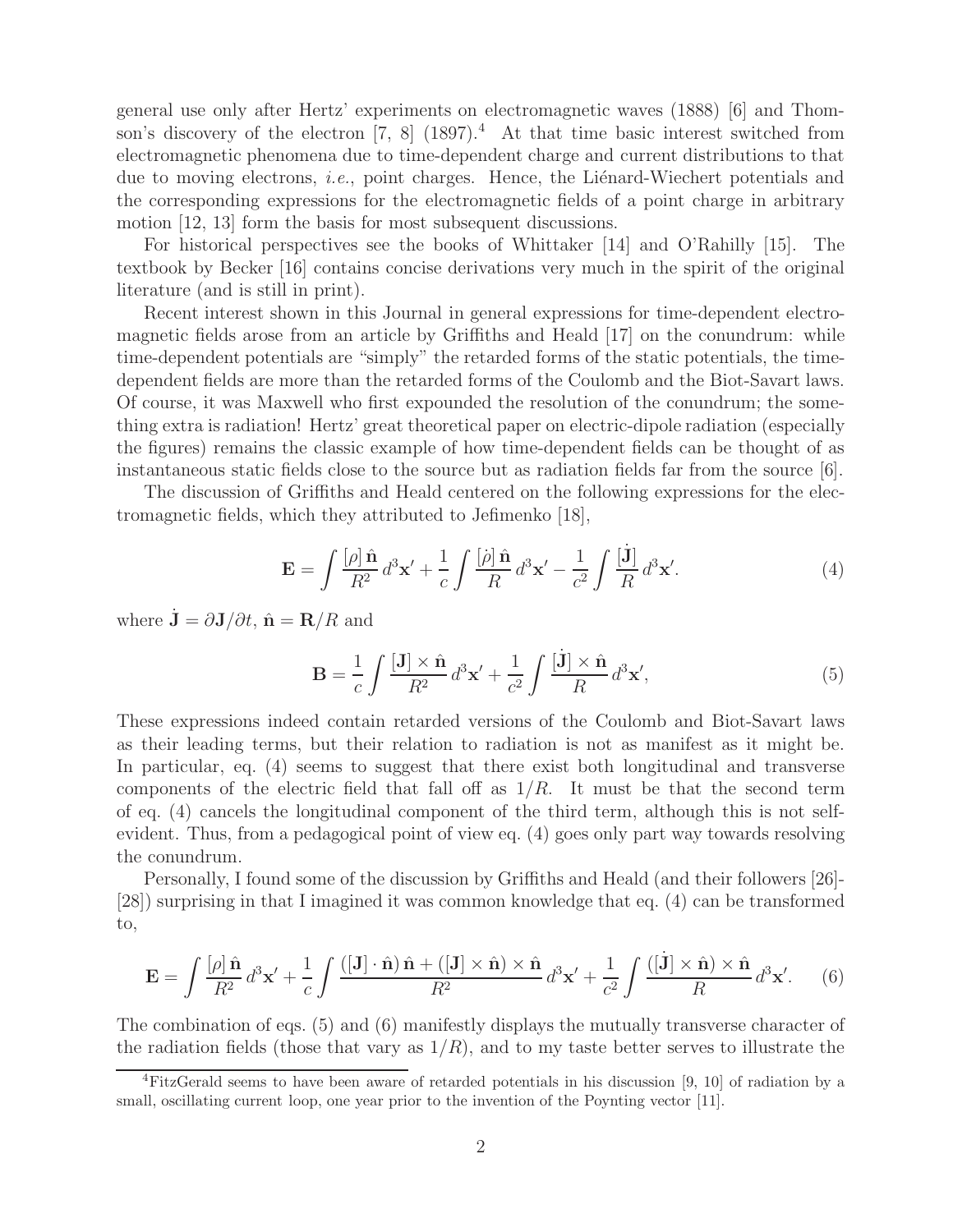general use only after Hertz' experiments on electromagnetic waves (1888) [6] and Thomson's discovery of the electron [7, 8] (1897).[4] At that time basic interest switched from electromagnetic phenomena due to time-dependent charge and current distributions to that due to moving electrons, *i.e.*, point charges. Hence, the Liénard-Wiechert potentials and the corresponding expressions for the electromagnetic fields of a point charge in arbitrary motion [12, 13] form the basis for most subsequent discussions.

For historical perspectives see the books of Whittaker [14] and O'Rahilly [15]. The textbook by Becker [16] contains concise derivations very much in the spirit of the original literature (and is still in print).

Recent interest shown in this Journal in general expressions for time-dependent electromagnetic fields arose from an article by Griffiths and Heald [17] on the conundrum: while time-dependent potentials are "simply" the retarded forms of the static potentials, the time-dependent fields are more than the retarded forms of the Coulomb and the Biot-Savart laws. Of course, it was Maxwell who first expounded the resolution of the conundrum; the something extra is radiation! Hertz' great theoretical paper on electric-dipole radiation (especially the figures) remains the classic example of how time-dependent fields can be thought of as instantaneous static fields close to the source but as radiation fields far from the source [6].

The discussion of Griffiths and Heald centered on the following expressions for the electromagnetic fields, which they attributed to Jefimenko [18],

$$\mathbf{E} = \int \frac{[\rho]\,\hat{\mathbf{n}}}{R^2}\,d^3\mathbf{x}' + \frac{1}{c}\int \frac{[\dot{\rho}]\,\hat{\mathbf{n}}}{R}\,d^3\mathbf{x}' - \frac{1}{c^2}\int \frac{[\dot{\mathbf{J}}]}{R}\,d^3\mathbf{x}'. \tag{4}$$

where $\dot{\mathbf{J}} = \partial\mathbf{J}/\partial t$, $\hat{\mathbf{n}} = \mathbf{R}/R$ and

$$\mathbf{B} = \frac{1}{c}\int \frac{[\mathbf{J}] \times \hat{\mathbf{n}}}{R^2}\,d^3\mathbf{x}' + \frac{1}{c^2}\int \frac{[\dot{\mathbf{J}}] \times \hat{\mathbf{n}}}{R}\,d^3\mathbf{x}', \tag{5}$$

These expressions indeed contain retarded versions of the Coulomb and Biot-Savart laws as their leading terms, but their relation to radiation is not as manifest as it might be. In particular, eq. (4) seems to suggest that there exist both longitudinal and transverse components of the electric field that fall off as $1/R$. It must be that the second term of eq. (4) cancels the longitudinal component of the third term, although this is not self-evident. Thus, from a pedagogical point of view eq. (4) goes only part way towards resolving the conundrum.

Personally, I found some of the discussion by Griffiths and Heald (and their followers [26]-[28]) surprising in that I imagined it was common knowledge that eq. (4) can be transformed to,

$$\mathbf{E} = \int \frac{[\rho]\,\hat{\mathbf{n}}}{R^2}\,d^3\mathbf{x}' + \frac{1}{c}\int \frac{([\mathbf{J}]\cdot\hat{\mathbf{n}})\,\hat{\mathbf{n}} + ([\mathbf{J}]\times\hat{\mathbf{n}})\times\hat{\mathbf{n}}}{R^2}\,d^3\mathbf{x}' + \frac{1}{c^2}\int \frac{([\dot{\mathbf{J}}]\times\hat{\mathbf{n}})\times\hat{\mathbf{n}}}{R}\,d^3\mathbf{x}'. \tag{6}$$

The combination of eqs. (5) and (6) manifestly displays the mutually transverse character of the radiation fields (those that vary as $1/R$), and to my taste better serves to illustrate the

[4] FitzGerald seems to have been aware of retarded potentials in his discussion [9, 10] of radiation by a small, oscillating current loop, one year prior to the invention of the Poynting vector [11].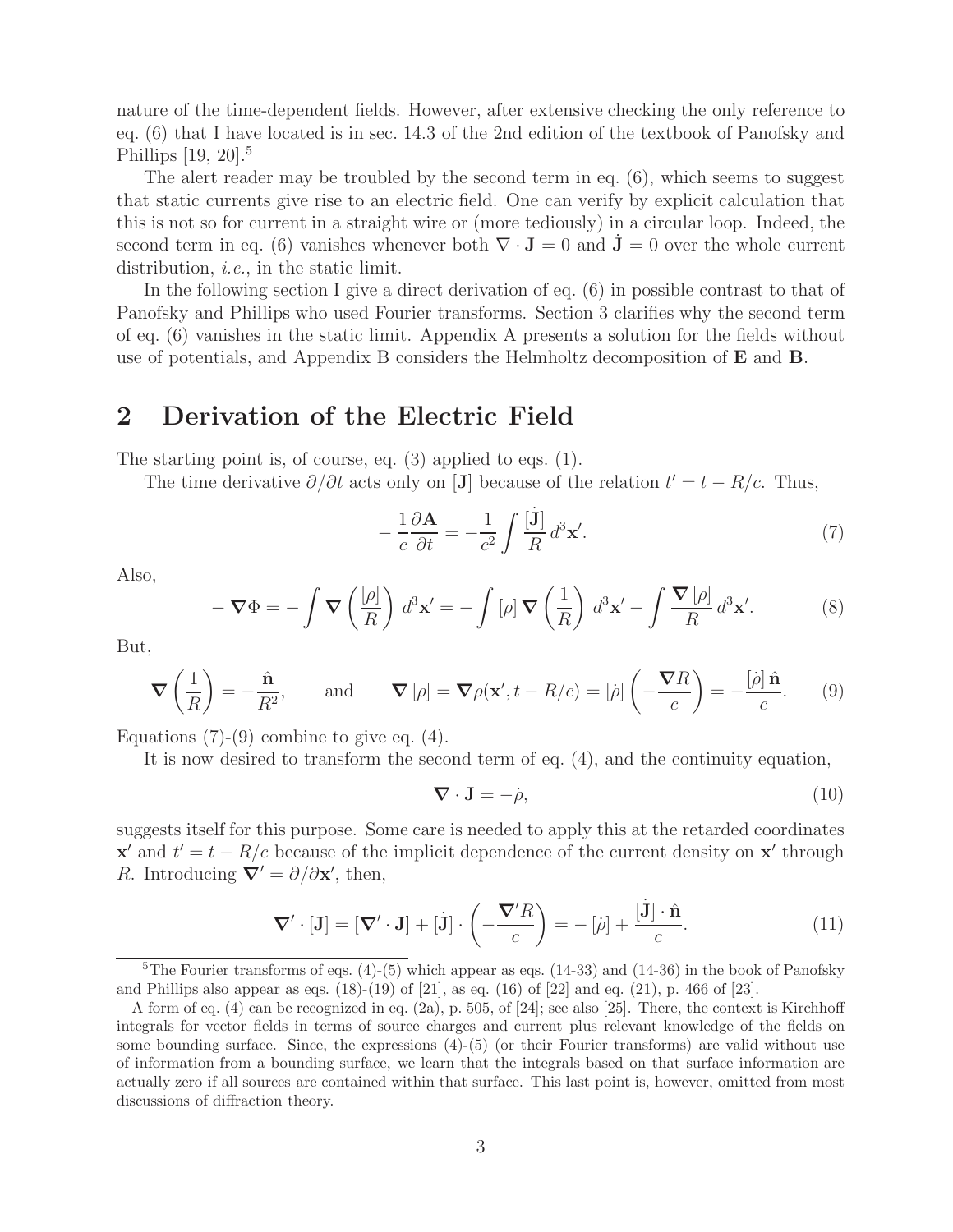nature of the time-dependent fields. However, after extensive checking the only reference to eq. (6) that I have located is in sec. 14.3 of the 2nd edition of the textbook of Panofsky and Phillips [19, 20].[5]

The alert reader may be troubled by the second term in eq. (6), which seems to suggest that static currents give rise to an electric field. One can verify by explicit calculation that this is not so for current in a straight wire or (more tediously) in a circular loop. Indeed, the second term in eq. (6) vanishes whenever both $\nabla \cdot \mathbf{J} = 0$ and $\dot{\mathbf{J}} = 0$ over the whole current distribution, *i.e.*, in the static limit.

In the following section I give a direct derivation of eq. (6) in possible contrast to that of Panofsky and Phillips who used Fourier transforms. Section 3 clarifies why the second term of eq. (6) vanishes in the static limit. Appendix A presents a solution for the fields without use of potentials, and Appendix B considers the Helmholtz decomposition of $\mathbf{E}$ and $\mathbf{B}$.

## 2 Derivation of the Electric Field

The starting point is, of course, eq. (3) applied to eqs. (1).

The time derivative $\partial/\partial t$ acts only on $[\mathbf{J}]$ because of the relation $t' = t - R/c$. Thus,

$$-\frac{1}{c}\frac{\partial \mathbf{A}}{\partial t} = -\frac{1}{c^2}\int \frac{[\dot{\mathbf{J}}]}{R}\, d^3\mathbf{x}'. \tag{7}$$

Also,

$$-\boldsymbol{\nabla}\Phi = -\int \boldsymbol{\nabla}\left(\frac{[\rho]}{R}\right) d^3\mathbf{x}' = -\int [\rho]\, \boldsymbol{\nabla}\left(\frac{1}{R}\right) d^3\mathbf{x}' - \int \frac{\boldsymbol{\nabla}[\rho]}{R}\, d^3\mathbf{x}'. \tag{8}$$

But,

$$\boldsymbol{\nabla}\left(\frac{1}{R}\right) = -\frac{\hat{\mathbf{n}}}{R^2}, \qquad \text{and} \qquad \boldsymbol{\nabla}[\rho] = \boldsymbol{\nabla}\rho(\mathbf{x}', t - R/c) = [\dot{\rho}]\left(-\frac{\boldsymbol{\nabla}R}{c}\right) = -\frac{[\dot{\rho}]\,\hat{\mathbf{n}}}{c}. \tag{9}$$

Equations (7)-(9) combine to give eq. (4).

It is now desired to transform the second term of eq. (4), and the continuity equation,

$$\boldsymbol{\nabla}\cdot\mathbf{J} = -\dot{\rho}, \tag{10}$$

suggests itself for this purpose. Some care is needed to apply this at the retarded coordinates $\mathbf{x}'$ and $t' = t - R/c$ because of the implicit dependence of the current density on $\mathbf{x}'$ through $R$. Introducing $\boldsymbol{\nabla}' = \partial/\partial\mathbf{x}'$, then,

$$\boldsymbol{\nabla}'\cdot[\mathbf{J}] = [\boldsymbol{\nabla}'\cdot\mathbf{J}] + [\dot{\mathbf{J}}]\cdot\left(-\frac{\boldsymbol{\nabla}'R}{c}\right) = -[\dot{\rho}] + \frac{[\dot{\mathbf{J}}]\cdot\hat{\mathbf{n}}}{c}. \tag{11}$$

[5] The Fourier transforms of eqs. (4)-(5) which appear as eqs. (14-33) and (14-36) in the book of Panofsky and Phillips also appear as eqs. (18)-(19) of [21], as eq. (16) of [22] and eq. (21), p. 466 of [23].

A form of eq. (4) can be recognized in eq. (2a), p. 505, of [24]; see also [25]. There, the context is Kirchhoff integrals for vector fields in terms of source charges and current plus relevant knowledge of the fields on some bounding surface. Since, the expressions (4)-(5) (or their Fourier transforms) are valid without use of information from a bounding surface, we learn that the integrals based on that surface information are actually zero if all sources are contained within that surface. This last point is, however, omitted from most discussions of diffraction theory.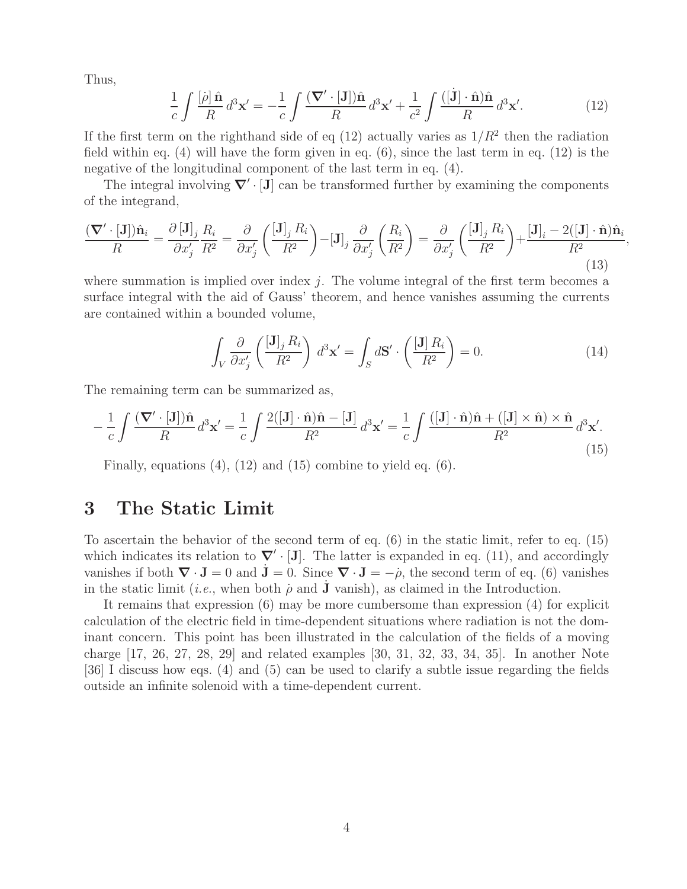Thus,

$$\frac{1}{c}\int \frac{[\dot{\rho}]\,\hat{\mathbf{n}}}{R}\,d^3\mathbf{x}' = -\frac{1}{c}\int \frac{(\boldsymbol{\nabla}'\cdot[\mathbf{J}])\hat{\mathbf{n}}}{R}\,d^3\mathbf{x}' + \frac{1}{c^2}\int \frac{([\dot{\mathbf{J}}]\cdot\hat{\mathbf{n}})\hat{\mathbf{n}}}{R}\,d^3\mathbf{x}'. \tag{12}$$

If the first term on the righthand side of eq (12) actually varies as $1/R^2$ then the radiation field within eq. (4) will have the form given in eq. (6), since the last term in eq. (12) is the negative of the longitudinal component of the last term in eq. (4).

The integral involving $\boldsymbol{\nabla}'\cdot[\mathbf{J}]$ can be transformed further by examining the components of the integrand,

$$\frac{(\boldsymbol{\nabla}'\cdot[\mathbf{J}])\hat{\mathbf{n}}_i}{R} = \frac{\partial\,[\mathbf{J}]_j}{\partial x'_j}\frac{R_i}{R^2} = \frac{\partial}{\partial x'_j}\left(\frac{[\mathbf{J}]_j\,R_i}{R^2}\right) - [\mathbf{J}]_j\,\frac{\partial}{\partial x'_j}\left(\frac{R_i}{R^2}\right) = \frac{\partial}{\partial x'_j}\left(\frac{[\mathbf{J}]_j\,R_i}{R^2}\right) + \frac{[\mathbf{J}]_i - 2([\mathbf{J}]\cdot\hat{\mathbf{n}})\hat{\mathbf{n}}_i}{R^2}, \tag{13}$$

where summation is implied over index $j$. The volume integral of the first term becomes a surface integral with the aid of Gauss' theorem, and hence vanishes assuming the currents are contained within a bounded volume,

$$\int_V \frac{\partial}{\partial x'_j}\left(\frac{[\mathbf{J}]_j\,R_i}{R^2}\right)\,d^3\mathbf{x}' = \int_S d\mathbf{S}'\cdot\left(\frac{[\mathbf{J}]\,R_i}{R^2}\right) = 0. \tag{14}$$

The remaining term can be summarized as,

$$-\frac{1}{c}\int \frac{(\boldsymbol{\nabla}'\cdot[\mathbf{J}])\hat{\mathbf{n}}}{R}\,d^3\mathbf{x}' = \frac{1}{c}\int \frac{2([\mathbf{J}]\cdot\hat{\mathbf{n}})\hat{\mathbf{n}} - [\mathbf{J}]}{R^2}\,d^3\mathbf{x}' = \frac{1}{c}\int \frac{([\mathbf{J}]\cdot\hat{\mathbf{n}})\hat{\mathbf{n}} + ([\mathbf{J}]\times\hat{\mathbf{n}})\times\hat{\mathbf{n}}}{R^2}\,d^3\mathbf{x}'. \tag{15}$$

Finally, equations (4), (12) and (15) combine to yield eq. (6).

## 3 The Static Limit

To ascertain the behavior of the second term of eq. (6) in the static limit, refer to eq. (15) which indicates its relation to $\boldsymbol{\nabla}'\cdot[\mathbf{J}]$. The latter is expanded in eq. (11), and accordingly vanishes if both $\boldsymbol{\nabla}\cdot\mathbf{J} = 0$ and $\dot{\mathbf{J}} = 0$. Since $\boldsymbol{\nabla}\cdot\mathbf{J} = -\dot{\rho}$, the second term of eq. (6) vanishes in the static limit (*i.e.*, when both $\dot{\rho}$ and $\dot{\mathbf{J}}$ vanish), as claimed in the Introduction.

It remains that expression (6) may be more cumbersome than expression (4) for explicit calculation of the electric field in time-dependent situations where radiation is not the dominant concern. This point has been illustrated in the calculation of the fields of a moving charge [17, 26, 27, 28, 29] and related examples [30, 31, 32, 33, 34, 35]. In another Note [36] I discuss how eqs. (4) and (5) can be used to clarify a subtle issue regarding the fields outside an infinite solenoid with a time-dependent current.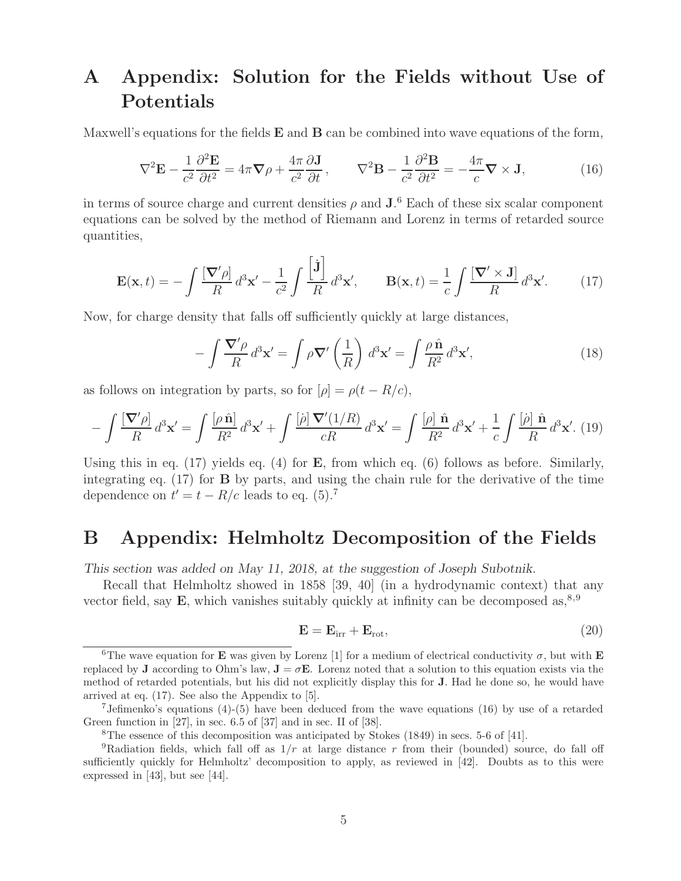# A Appendix: Solution for the Fields without Use of Potentials

Maxwell's equations for the fields $\mathbf{E}$ and $\mathbf{B}$ can be combined into wave equations of the form,

$$\nabla^2 \mathbf{E} - \frac{1}{c^2}\frac{\partial^2 \mathbf{E}}{\partial t^2} = 4\pi \boldsymbol{\nabla}\rho + \frac{4\pi}{c^2}\frac{\partial \mathbf{J}}{\partial t}, \qquad \nabla^2 \mathbf{B} - \frac{1}{c^2}\frac{\partial^2 \mathbf{B}}{\partial t^2} = -\frac{4\pi}{c}\boldsymbol{\nabla}\times\mathbf{J}, \tag{16}$$

in terms of source charge and current densities $\rho$ and $\mathbf{J}$.[6] Each of these six scalar component equations can be solved by the method of Riemann and Lorenz in terms of retarded source quantities,

$$\mathbf{E}(\mathbf{x}, t) = -\int \frac{[\boldsymbol{\nabla}'\rho]}{R}\, d^3\mathbf{x}' - \frac{1}{c^2}\int \frac{\left[\dot{\mathbf{J}}\right]}{R}\, d^3\mathbf{x}', \qquad \mathbf{B}(\mathbf{x}, t) = \frac{1}{c}\int \frac{[\boldsymbol{\nabla}'\times\mathbf{J}]}{R}\, d^3\mathbf{x}'. \tag{17}$$

Now, for charge density that falls off sufficiently quickly at large distances,

$$-\int \frac{\boldsymbol{\nabla}'\rho}{R}\, d^3\mathbf{x}' = \int \rho\, \boldsymbol{\nabla}'\left(\frac{1}{R}\right)\, d^3\mathbf{x}' = \int \frac{\rho\, \hat{\mathbf{n}}}{R^2}\, d^3\mathbf{x}', \tag{18}$$

as follows on integration by parts, so for $[\rho] = \rho(t - R/c)$,

$$-\int \frac{[\boldsymbol{\nabla}'\rho]}{R}\, d^3\mathbf{x}' = \int \frac{[\rho\, \hat{\mathbf{n}}]}{R^2}\, d^3\mathbf{x}' + \int \frac{[\dot{\rho}]\, \boldsymbol{\nabla}'(1/R)}{cR}\, d^3\mathbf{x}' = \int \frac{[\rho]\, \hat{\mathbf{n}}}{R^2}\, d^3\mathbf{x}' + \frac{1}{c}\int \frac{[\dot{\rho}]\, \hat{\mathbf{n}}}{R}\, d^3\mathbf{x}'. \tag{19}$$

Using this in eq. (17) yields eq. (4) for $\mathbf{E}$, from which eq. (6) follows as before. Similarly, integrating eq. (17) for $\mathbf{B}$ by parts, and using the chain rule for the derivative of the time dependence on $t' = t - R/c$ leads to eq. (5).[7]

# B Appendix: Helmholtz Decomposition of the Fields

*This section was added on May 11, 2018, at the suggestion of Joseph Subotnik.*

Recall that Helmholtz showed in 1858 [39, 40] (in a hydrodynamic context) that any vector field, say $\mathbf{E}$, which vanishes suitably quickly at infinity can be decomposed as,[8,9]

$$\mathbf{E} = \mathbf{E}_{\text{irr}} + \mathbf{E}_{\text{rot}}, \tag{20}$$

---

[6] The wave equation for $\mathbf{E}$ was given by Lorenz [1] for a medium of electrical conductivity $\sigma$, but with $\mathbf{E}$ replaced by $\mathbf{J}$ according to Ohm's law, $\mathbf{J} = \sigma\mathbf{E}$. Lorenz noted that a solution to this equation exists via the method of retarded potentials, but his did not explicitly display this for $\mathbf{J}$. Had he done so, he would have arrived at eq. (17). See also the Appendix to [5].

[7] Jefimenko's equations (4)-(5) have been deduced from the wave equations (16) by use of a retarded Green function in [27], in sec. 6.5 of [37] and in sec. II of [38].

[8] The essence of this decomposition was anticipated by Stokes (1849) in secs. 5-6 of [41].

[9] Radiation fields, which fall off as $1/r$ at large distance $r$ from their (bounded) source, do fall off sufficiently quickly for Helmholtz' decomposition to apply, as reviewed in [42]. Doubts as to this were expressed in [43], but see [44].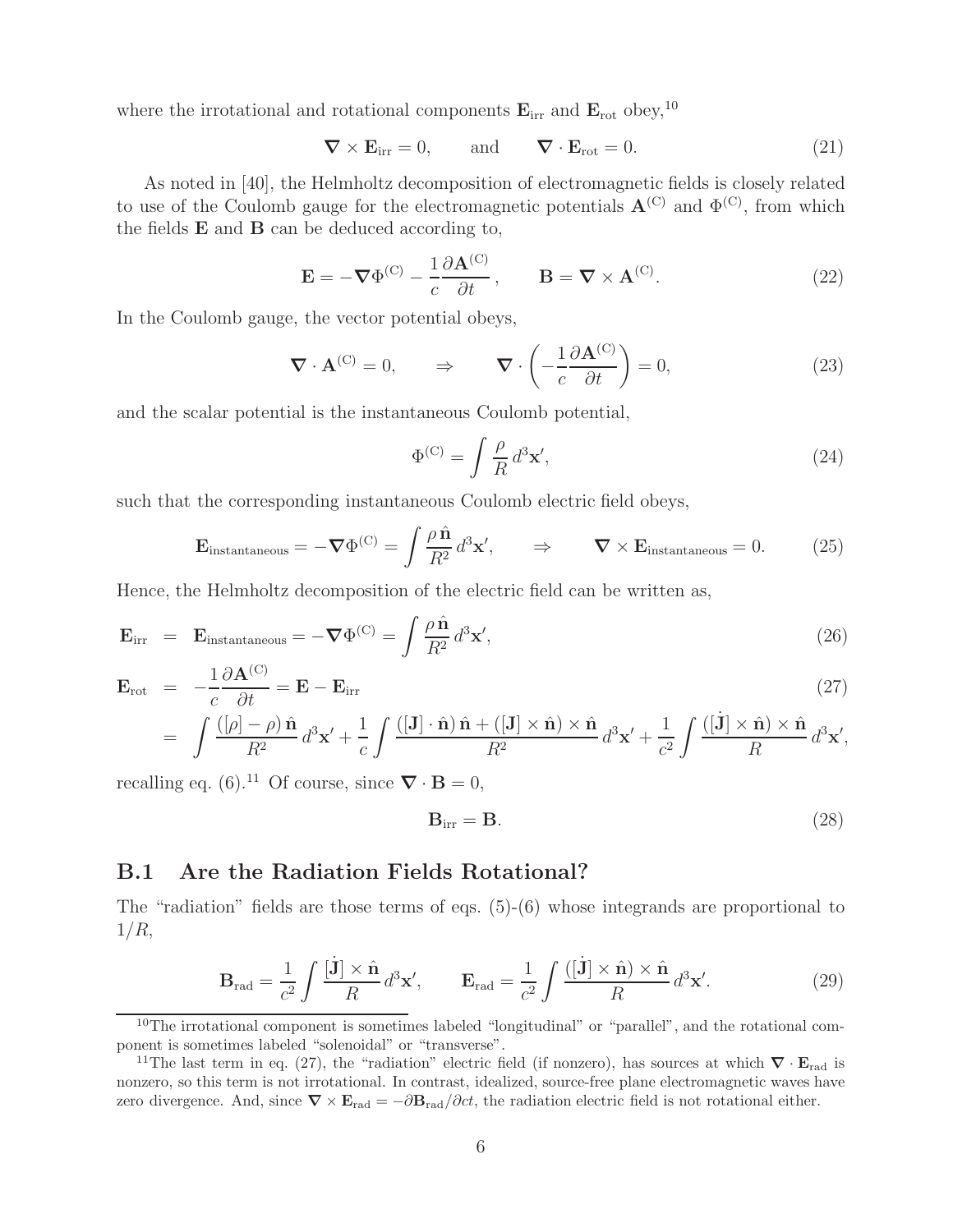where the irrotational and rotational components $\mathbf{E}_{\rm irr}$ and $\mathbf{E}_{\rm rot}$ obey,[10]

$$\boldsymbol{\nabla} \times \mathbf{E}_{\rm irr} = 0, \qquad \text{and} \qquad \boldsymbol{\nabla} \cdot \mathbf{E}_{\rm rot} = 0. \tag{21}$$

As noted in [40], the Helmholtz decomposition of electromagnetic fields is closely related to use of the Coulomb gauge for the electromagnetic potentials $\mathbf{A}^{(\rm C)}$ and $\Phi^{(\rm C)}$, from which the fields $\mathbf{E}$ and $\mathbf{B}$ can be deduced according to,

$$\mathbf{E} = -\boldsymbol{\nabla}\Phi^{(\rm C)} - \frac{1}{c}\frac{\partial \mathbf{A}^{(\rm C)}}{\partial t}, \qquad \mathbf{B} = \boldsymbol{\nabla} \times \mathbf{A}^{(\rm C)}. \tag{22}$$

In the Coulomb gauge, the vector potential obeys,

$$\boldsymbol{\nabla} \cdot \mathbf{A}^{(\rm C)} = 0, \qquad \Rightarrow \qquad \boldsymbol{\nabla} \cdot \left( -\frac{1}{c}\frac{\partial \mathbf{A}^{(\rm C)}}{\partial t} \right) = 0, \tag{23}$$

and the scalar potential is the instantaneous Coulomb potential,

$$\Phi^{(\rm C)} = \int \frac{\rho}{R}\, d^3\mathbf{x}', \tag{24}$$

such that the corresponding instantaneous Coulomb electric field obeys,

$$\mathbf{E}_{\rm instantaneous} = -\boldsymbol{\nabla}\Phi^{(\rm C)} = \int \frac{\rho\, \hat{\mathbf{n}}}{R^2}\, d^3\mathbf{x}', \qquad \Rightarrow \qquad \boldsymbol{\nabla} \times \mathbf{E}_{\rm instantaneous} = 0. \tag{25}$$

Hence, the Helmholtz decomposition of the electric field can be written as,

$$\mathbf{E}_{\rm irr} = \mathbf{E}_{\rm instantaneous} = -\boldsymbol{\nabla}\Phi^{(\rm C)} = \int \frac{\rho\, \hat{\mathbf{n}}}{R^2}\, d^3\mathbf{x}', \tag{26}$$

$$\begin{aligned} \mathbf{E}_{\rm rot} &= -\frac{1}{c}\frac{\partial \mathbf{A}^{(\rm C)}}{\partial t} = \mathbf{E} - \mathbf{E}_{\rm irr} \\ &= \int \frac{([\rho] - \rho)\, \hat{\mathbf{n}}}{R^2}\, d^3\mathbf{x}' + \frac{1}{c}\int \frac{([\mathbf{J}] \cdot \hat{\mathbf{n}})\, \hat{\mathbf{n}} + ([\mathbf{J}] \times \hat{\mathbf{n}}) \times \hat{\mathbf{n}}}{R^2}\, d^3\mathbf{x}' + \frac{1}{c^2}\int \frac{([\dot{\mathbf{J}}] \times \hat{\mathbf{n}}) \times \hat{\mathbf{n}}}{R}\, d^3\mathbf{x}', \end{aligned} \tag{27}$$

recalling eq. (6).[11] Of course, since $\boldsymbol{\nabla} \cdot \mathbf{B} = 0$,

$$\mathbf{B}_{\rm irr} = \mathbf{B}. \tag{28}$$

## B.1 Are the Radiation Fields Rotational?

The "radiation" fields are those terms of eqs. (5)-(6) whose integrands are proportional to $1/R$,

$$\mathbf{B}_{\rm rad} = \frac{1}{c^2}\int \frac{[\dot{\mathbf{J}}] \times \hat{\mathbf{n}}}{R}\, d^3\mathbf{x}', \qquad \mathbf{E}_{\rm rad} = \frac{1}{c^2}\int \frac{([\dot{\mathbf{J}}] \times \hat{\mathbf{n}}) \times \hat{\mathbf{n}}}{R}\, d^3\mathbf{x}'. \tag{29}$$

---

[10] The irrotational component is sometimes labeled "longitudinal" or "parallel", and the rotational component is sometimes labeled "solenoidal" or "transverse".

[11] The last term in eq. (27), the "radiation" electric field (if nonzero), has sources at which $\boldsymbol{\nabla} \cdot \mathbf{E}_{\rm rad}$ is nonzero, so this term is not irrotational. In contrast, idealized, source-free plane electromagnetic waves have zero divergence. And, since $\boldsymbol{\nabla} \times \mathbf{E}_{\rm rad} = -\partial \mathbf{B}_{\rm rad}/\partial ct$, the radiation electric field is not rotational either.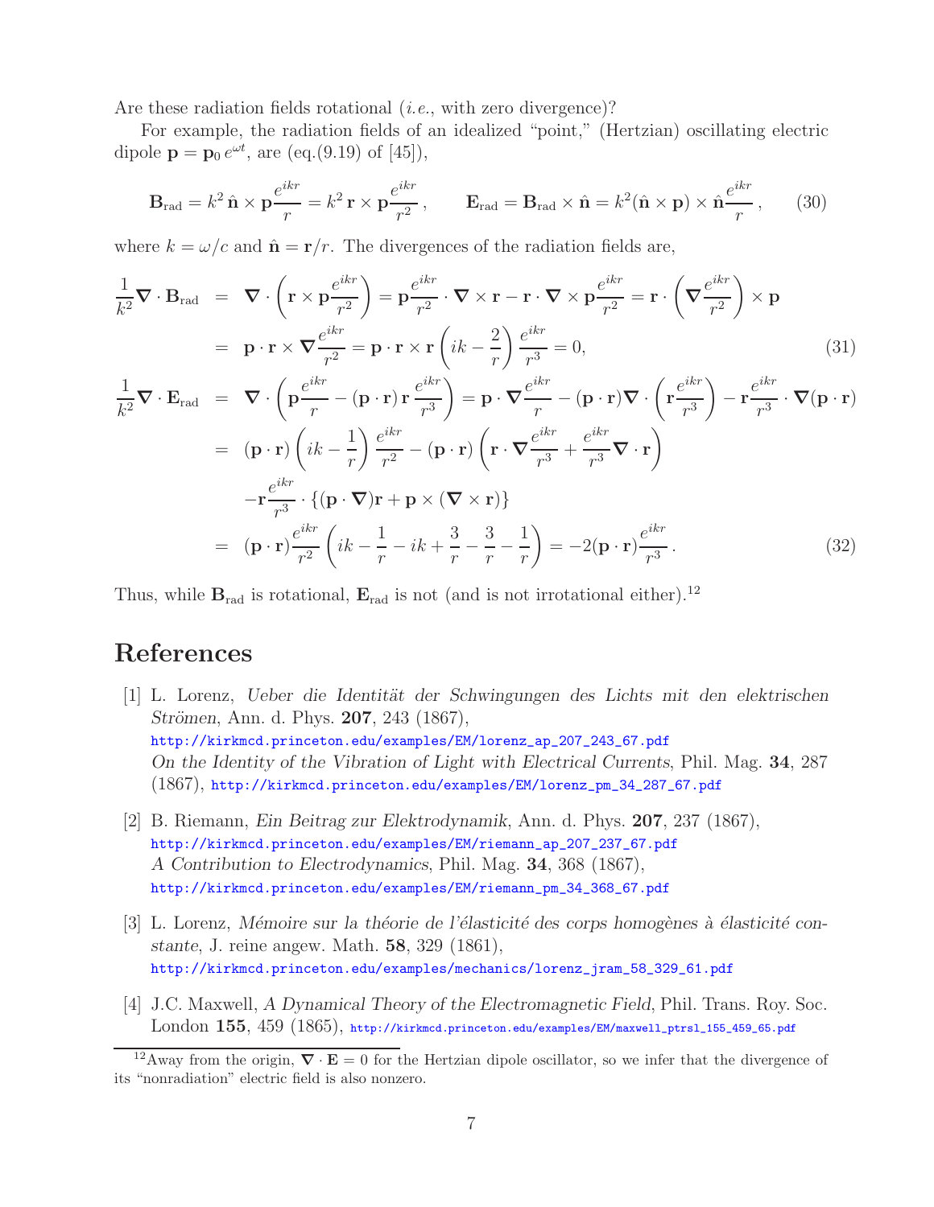Are these radiation fields rotational (*i.e.*, with zero divergence)?

For example, the radiation fields of an idealized "point," (Hertzian) oscillating electric dipole $\mathbf{p} = \mathbf{p}_0 \, e^{\omega t}$, are (eq.(9.19) of [45]),

$$\mathbf{B}_{\rm rad} = k^2 \, \hat{\mathbf{n}} \times \mathbf{p} \frac{e^{ikr}}{r} = k^2 \, \mathbf{r} \times \mathbf{p} \frac{e^{ikr}}{r^2} \, , \qquad \mathbf{E}_{\rm rad} = \mathbf{B}_{\rm rad} \times \hat{\mathbf{n}} = k^2 (\hat{\mathbf{n}} \times \mathbf{p}) \times \hat{\mathbf{n}} \frac{e^{ikr}}{r} \, , \tag{30}$$

where $k = \omega/c$ and $\hat{\mathbf{n}} = \mathbf{r}/r$. The divergences of the radiation fields are,

$$\begin{aligned}
\frac{1}{k^2} \boldsymbol{\nabla} \cdot \mathbf{B}_{\rm rad} &= \boldsymbol{\nabla} \cdot \left( \mathbf{r} \times \mathbf{p} \frac{e^{ikr}}{r^2} \right) = \mathbf{p} \frac{e^{ikr}}{r^2} \cdot \boldsymbol{\nabla} \times \mathbf{r} - \mathbf{r} \cdot \boldsymbol{\nabla} \times \mathbf{p} \frac{e^{ikr}}{r^2} = \mathbf{r} \cdot \left( \boldsymbol{\nabla} \frac{e^{ikr}}{r^2} \right) \times \mathbf{p} \\
&= \mathbf{p} \cdot \mathbf{r} \times \boldsymbol{\nabla} \frac{e^{ikr}}{r^2} = \mathbf{p} \cdot \mathbf{r} \times \mathbf{r} \left( ik - \frac{2}{r} \right) \frac{e^{ikr}}{r^3} = 0, \qquad (31) \\
\frac{1}{k^2} \boldsymbol{\nabla} \cdot \mathbf{E}_{\rm rad} &= \boldsymbol{\nabla} \cdot \left( \mathbf{p} \frac{e^{ikr}}{r} - (\mathbf{p} \cdot \mathbf{r}) \, \mathbf{r} \, \frac{e^{ikr}}{r^3} \right) = \mathbf{p} \cdot \boldsymbol{\nabla} \frac{e^{ikr}}{r} - (\mathbf{p} \cdot \mathbf{r}) \boldsymbol{\nabla} \cdot \left( \mathbf{r} \frac{e^{ikr}}{r^3} \right) - \mathbf{r} \frac{e^{ikr}}{r^3} \cdot \boldsymbol{\nabla} (\mathbf{p} \cdot \mathbf{r}) \\
&= (\mathbf{p} \cdot \mathbf{r}) \left( ik - \frac{1}{r} \right) \frac{e^{ikr}}{r^2} - (\mathbf{p} \cdot \mathbf{r}) \left( \mathbf{r} \cdot \boldsymbol{\nabla} \frac{e^{ikr}}{r^3} + \frac{e^{ikr}}{r^3} \boldsymbol{\nabla} \cdot \mathbf{r} \right) \\
&\quad - \mathbf{r} \frac{e^{ikr}}{r^3} \cdot \{ (\mathbf{p} \cdot \boldsymbol{\nabla}) \mathbf{r} + \mathbf{p} \times (\boldsymbol{\nabla} \times \mathbf{r}) \} \\
&= (\mathbf{p} \cdot \mathbf{r}) \frac{e^{ikr}}{r^2} \left( ik - \frac{1}{r} - ik + \frac{3}{r} - \frac{3}{r} - \frac{1}{r} \right) = -2 (\mathbf{p} \cdot \mathbf{r}) \frac{e^{ikr}}{r^3} \, . \qquad (32)
\end{aligned}$$

Thus, while $\mathbf{B}_{\rm rad}$ is rotational, $\mathbf{E}_{\rm rad}$ is not (and is not irrotational either).[12]

# References

[1] L. Lorenz, *Ueber die Identität der Schwingungen des Lichts mit den elektrischen Strömen*, Ann. d. Phys. **207**, 243 (1867),
http://kirkmcd.princeton.edu/examples/EM/lorenz_ap_207_243_67.pdf
*On the Identity of the Vibration of Light with Electrical Currents*, Phil. Mag. **34**, 287 (1867), http://kirkmcd.princeton.edu/examples/EM/lorenz_pm_34_287_67.pdf

[2] B. Riemann, *Ein Beitrag zur Elektrodynamik*, Ann. d. Phys. **207**, 237 (1867),
http://kirkmcd.princeton.edu/examples/EM/riemann_ap_207_237_67.pdf
*A Contribution to Electrodynamics*, Phil. Mag. **34**, 368 (1867),
http://kirkmcd.princeton.edu/examples/EM/riemann_pm_34_368_67.pdf

[3] L. Lorenz, *Mémoire sur la théorie de l'élasticité des corps homogènes à élasticité constante*, J. reine angew. Math. **58**, 329 (1861),
http://kirkmcd.princeton.edu/examples/mechanics/lorenz_jram_58_329_61.pdf

[4] J.C. Maxwell, *A Dynamical Theory of the Electromagnetic Field*, Phil. Trans. Roy. Soc. London **155**, 459 (1865), http://kirkmcd.princeton.edu/examples/EM/maxwell_ptrsl_155_459_65.pdf

---

[12] Away from the origin, $\boldsymbol{\nabla} \cdot \mathbf{E} = 0$ for the Hertzian dipole oscillator, so we infer that the divergence of its "nonradiation" electric field is also nonzero.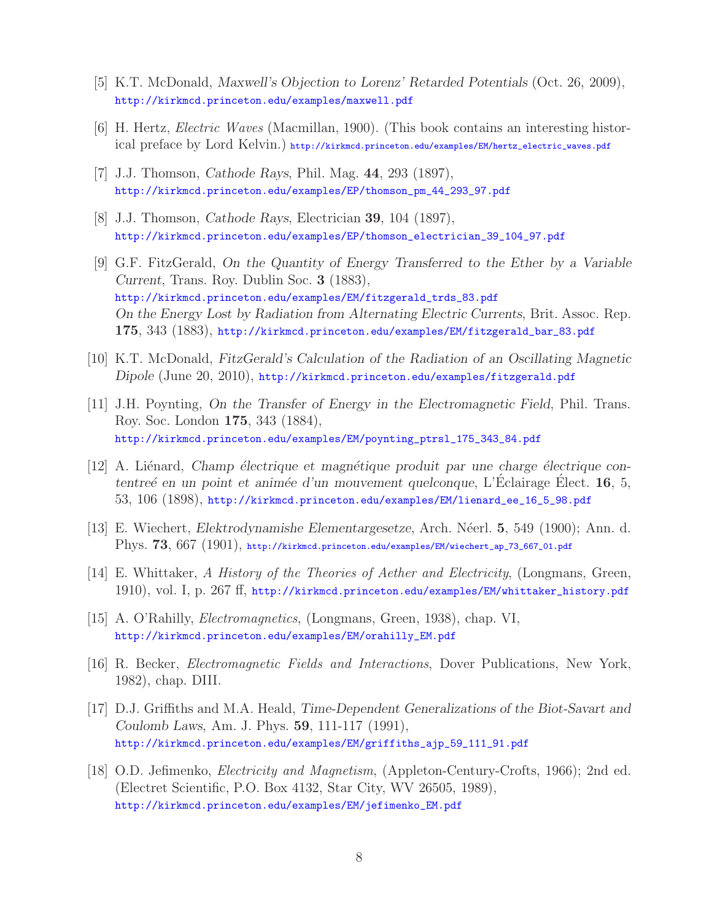[5] K.T. McDonald, *Maxwell's Objection to Lorenz' Retarded Potentials* (Oct. 26, 2009), http://kirkmcd.princeton.edu/examples/maxwell.pdf

[6] H. Hertz, *Electric Waves* (Macmillan, 1900). (This book contains an interesting historical preface by Lord Kelvin.) http://kirkmcd.princeton.edu/examples/EM/hertz_electric_waves.pdf

[7] J.J. Thomson, *Cathode Rays*, Phil. Mag. **44**, 293 (1897), http://kirkmcd.princeton.edu/examples/EP/thomson_pm_44_293_97.pdf

[8] J.J. Thomson, *Cathode Rays*, Electrician **39**, 104 (1897), http://kirkmcd.princeton.edu/examples/EP/thomson_electrician_39_104_97.pdf

[9] G.F. FitzGerald, *On the Quantity of Energy Transferred to the Ether by a Variable Current*, Trans. Roy. Dublin Soc. **3** (1883), http://kirkmcd.princeton.edu/examples/EM/fitzgerald_trds_83.pdf
*On the Energy Lost by Radiation from Alternating Electric Currents*, Brit. Assoc. Rep. **175**, 343 (1883), http://kirkmcd.princeton.edu/examples/EM/fitzgerald_bar_83.pdf

[10] K.T. McDonald, *FitzGerald's Calculation of the Radiation of an Oscillating Magnetic Dipole* (June 20, 2010), http://kirkmcd.princeton.edu/examples/fitzgerald.pdf

[11] J.H. Poynting, *On the Transfer of Energy in the Electromagnetic Field*, Phil. Trans. Roy. Soc. London **175**, 343 (1884), http://kirkmcd.princeton.edu/examples/EM/poynting_ptrsl_175_343_84.pdf

[12] A. Liénard, *Champ électrique et magnétique produit par une charge électrique contentreé en un point et animée d'un mouvement quelconque*, L'Éclairage Élect. **16**, 5, 53, 106 (1898), http://kirkmcd.princeton.edu/examples/EM/lienard_ee_16_5_98.pdf

[13] E. Wiechert, *Elektrodynamishe Elementargesetze*, Arch. Néerl. **5**, 549 (1900); Ann. d. Phys. **73**, 667 (1901), http://kirkmcd.princeton.edu/examples/EM/wiechert_ap_73_667_01.pdf

[14] E. Whittaker, *A History of the Theories of Aether and Electricity*, (Longmans, Green, 1910), vol. I, p. 267 ff, http://kirkmcd.princeton.edu/examples/EM/whittaker_history.pdf

[15] A. O'Rahilly, *Electromagnetics*, (Longmans, Green, 1938), chap. VI, http://kirkmcd.princeton.edu/examples/EM/orahilly_EM.pdf

[16] R. Becker, *Electromagnetic Fields and Interactions*, Dover Publications, New York, 1982), chap. DIII.

[17] D.J. Griffiths and M.A. Heald, *Time-Dependent Generalizations of the Biot-Savart and Coulomb Laws*, Am. J. Phys. **59**, 111-117 (1991), http://kirkmcd.princeton.edu/examples/EM/griffiths_ajp_59_111_91.pdf

[18] O.D. Jefimenko, *Electricity and Magnetism*, (Appleton-Century-Crofts, 1966); 2nd ed. (Electret Scientific, P.O. Box 4132, Star City, WV 26505, 1989), http://kirkmcd.princeton.edu/examples/EM/jefimenko_EM.pdf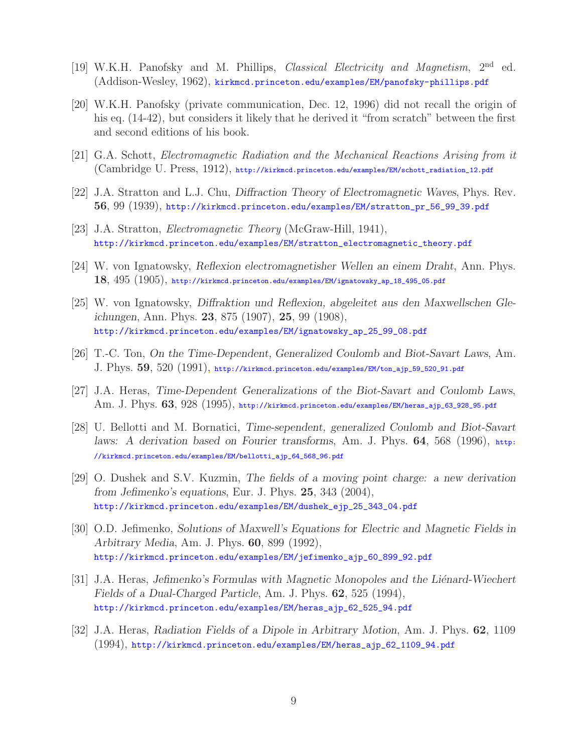[19] W.K.H. Panofsky and M. Phillips, *Classical Electricity and Magnetism*, 2nd ed. (Addison-Wesley, 1962), kirkmcd.princeton.edu/examples/EM/panofsky-phillips.pdf

[20] W.K.H. Panofsky (private communication, Dec. 12, 1996) did not recall the origin of his eq. (14-42), but considers it likely that he derived it "from scratch" between the first and second editions of his book.

[21] G.A. Schott, *Electromagnetic Radiation and the Mechanical Reactions Arising from it* (Cambridge U. Press, 1912), http://kirkmcd.princeton.edu/examples/EM/schott_radiation_12.pdf

[22] J.A. Stratton and L.J. Chu, *Diffraction Theory of Electromagnetic Waves*, Phys. Rev. **56**, 99 (1939), http://kirkmcd.princeton.edu/examples/EM/stratton_pr_56_99_39.pdf

[23] J.A. Stratton, *Electromagnetic Theory* (McGraw-Hill, 1941), http://kirkmcd.princeton.edu/examples/EM/stratton_electromagnetic_theory.pdf

[24] W. von Ignatowsky, *Reflexion electromagnetisher Wellen an einem Draht*, Ann. Phys. **18**, 495 (1905), http://kirkmcd.princeton.edu/examples/EM/ignatowsky_ap_18_495_05.pdf

[25] W. von Ignatowsky, *Diffraktion und Reflexion, abgeleitet aus den Maxwellschen Gleichungen*, Ann. Phys. **23**, 875 (1907), **25**, 99 (1908), http://kirkmcd.princeton.edu/examples/EM/ignatowsky_ap_25_99_08.pdf

[26] T.-C. Ton, *On the Time-Dependent, Generalized Coulomb and Biot-Savart Laws*, Am. J. Phys. **59**, 520 (1991), http://kirkmcd.princeton.edu/examples/EM/ton_ajp_59_520_91.pdf

[27] J.A. Heras, *Time-Dependent Generalizations of the Biot-Savart and Coulomb Laws*, Am. J. Phys. **63**, 928 (1995), http://kirkmcd.princeton.edu/examples/EM/heras_ajp_63_928_95.pdf

[28] U. Bellotti and M. Bornatici, *Time-sependent, generalized Coulomb and Biot-Savart laws: A derivation based on Fourier transforms*, Am. J. Phys. **64**, 568 (1996), http://kirkmcd.princeton.edu/examples/EM/bellotti_ajp_64_568_96.pdf

[29] O. Dushek and S.V. Kuzmin, *The fields of a moving point charge: a new derivation from Jefimenko's equations*, Eur. J. Phys. **25**, 343 (2004), http://kirkmcd.princeton.edu/examples/EM/dushek_ejp_25_343_04.pdf

[30] O.D. Jefimenko, *Solutions of Maxwell's Equations for Electric and Magnetic Fields in Arbitrary Media*, Am. J. Phys. **60**, 899 (1992), http://kirkmcd.princeton.edu/examples/EM/jefimenko_ajp_60_899_92.pdf

[31] J.A. Heras, *Jefimenko's Formulas with Magnetic Monopoles and the Liénard-Wiechert Fields of a Dual-Charged Particle*, Am. J. Phys. **62**, 525 (1994), http://kirkmcd.princeton.edu/examples/EM/heras_ajp_62_525_94.pdf

[32] J.A. Heras, *Radiation Fields of a Dipole in Arbitrary Motion*, Am. J. Phys. **62**, 1109 (1994), http://kirkmcd.princeton.edu/examples/EM/heras_ajp_62_1109_94.pdf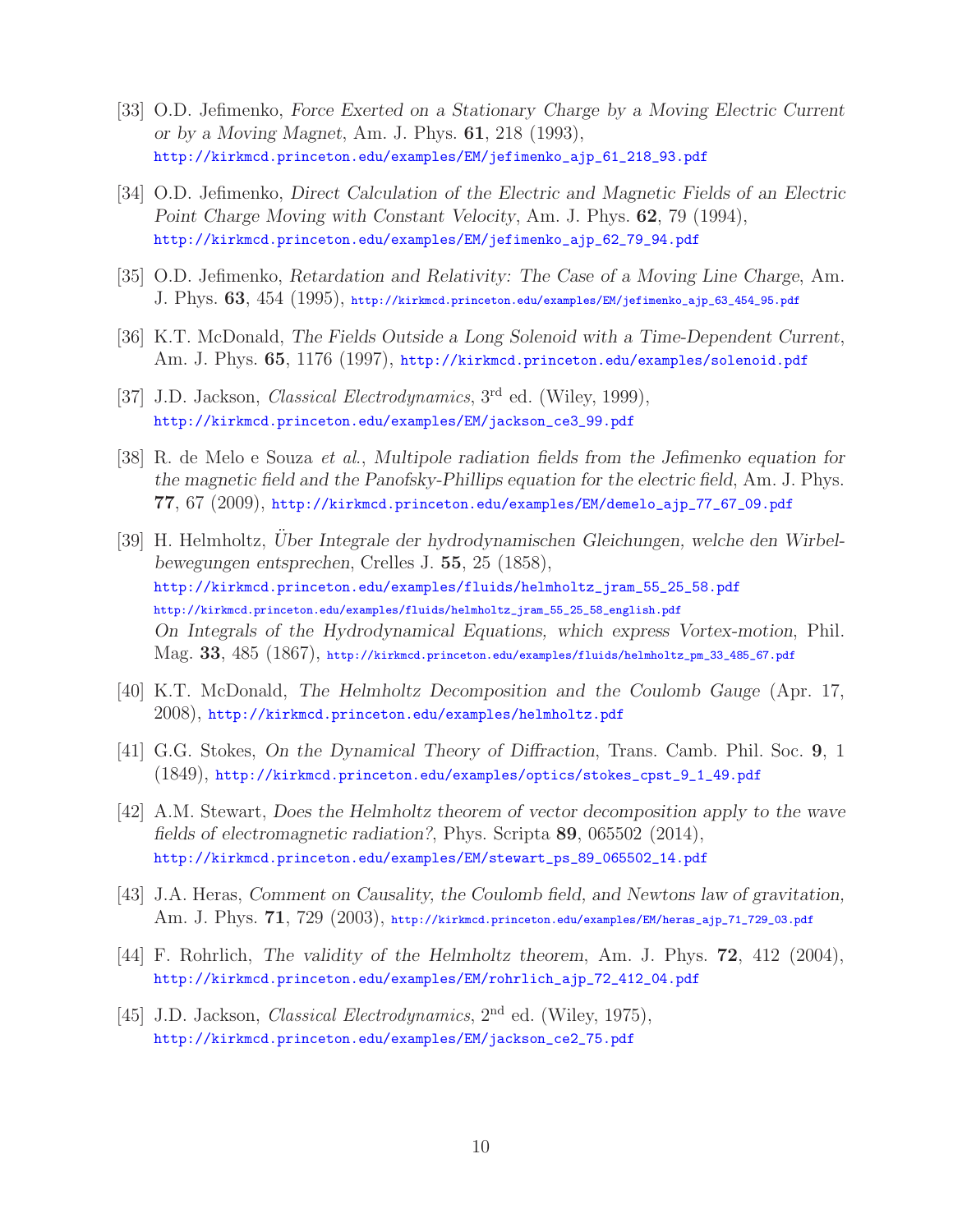[33] O.D. Jefimenko, *Force Exerted on a Stationary Charge by a Moving Electric Current or by a Moving Magnet*, Am. J. Phys. **61**, 218 (1993),
http://kirkmcd.princeton.edu/examples/EM/jefimenko_ajp_61_218_93.pdf

[34] O.D. Jefimenko, *Direct Calculation of the Electric and Magnetic Fields of an Electric Point Charge Moving with Constant Velocity*, Am. J. Phys. **62**, 79 (1994),
http://kirkmcd.princeton.edu/examples/EM/jefimenko_ajp_62_79_94.pdf

[35] O.D. Jefimenko, *Retardation and Relativity: The Case of a Moving Line Charge*, Am. J. Phys. **63**, 454 (1995), http://kirkmcd.princeton.edu/examples/EM/jefimenko_ajp_63_454_95.pdf

[36] K.T. McDonald, *The Fields Outside a Long Solenoid with a Time-Dependent Current*, Am. J. Phys. **65**, 1176 (1997), http://kirkmcd.princeton.edu/examples/solenoid.pdf

[37] J.D. Jackson, *Classical Electrodynamics*, 3rd ed. (Wiley, 1999),
http://kirkmcd.princeton.edu/examples/EM/jackson_ce3_99.pdf

[38] R. de Melo e Souza *et al.*, *Multipole radiation fields from the Jefimenko equation for the magnetic field and the Panofsky-Phillips equation for the electric field*, Am. J. Phys. **77**, 67 (2009), http://kirkmcd.princeton.edu/examples/EM/demelo_ajp_77_67_09.pdf

[39] H. Helmholtz, *Über Integrale der hydrodynamischen Gleichungen, welche den Wirbelbewegungen entsprechen*, Crelles J. **55**, 25 (1858),
http://kirkmcd.princeton.edu/examples/fluids/helmholtz_jram_55_25_58.pdf
http://kirkmcd.princeton.edu/examples/fluids/helmholtz_jram_55_25_58_english.pdf
*On Integrals of the Hydrodynamical Equations, which express Vortex-motion*, Phil. Mag. **33**, 485 (1867), http://kirkmcd.princeton.edu/examples/fluids/helmholtz_pm_33_485_67.pdf

[40] K.T. McDonald, *The Helmholtz Decomposition and the Coulomb Gauge* (Apr. 17, 2008), http://kirkmcd.princeton.edu/examples/helmholtz.pdf

[41] G.G. Stokes, *On the Dynamical Theory of Diffraction*, Trans. Camb. Phil. Soc. **9**, 1 (1849), http://kirkmcd.princeton.edu/examples/optics/stokes_cpst_9_1_49.pdf

[42] A.M. Stewart, *Does the Helmholtz theorem of vector decomposition apply to the wave fields of electromagnetic radiation?*, Phys. Scripta **89**, 065502 (2014),
http://kirkmcd.princeton.edu/examples/EM/stewart_ps_89_065502_14.pdf

[43] J.A. Heras, *Comment on Causality, the Coulomb field, and Newtons law of gravitation*, Am. J. Phys. **71**, 729 (2003), http://kirkmcd.princeton.edu/examples/EM/heras_ajp_71_729_03.pdf

[44] F. Rohrlich, *The validity of the Helmholtz theorem*, Am. J. Phys. **72**, 412 (2004),
http://kirkmcd.princeton.edu/examples/EM/rohrlich_ajp_72_412_04.pdf

[45] J.D. Jackson, *Classical Electrodynamics*, 2nd ed. (Wiley, 1975),
http://kirkmcd.princeton.edu/examples/EM/jackson_ce2_75.pdf